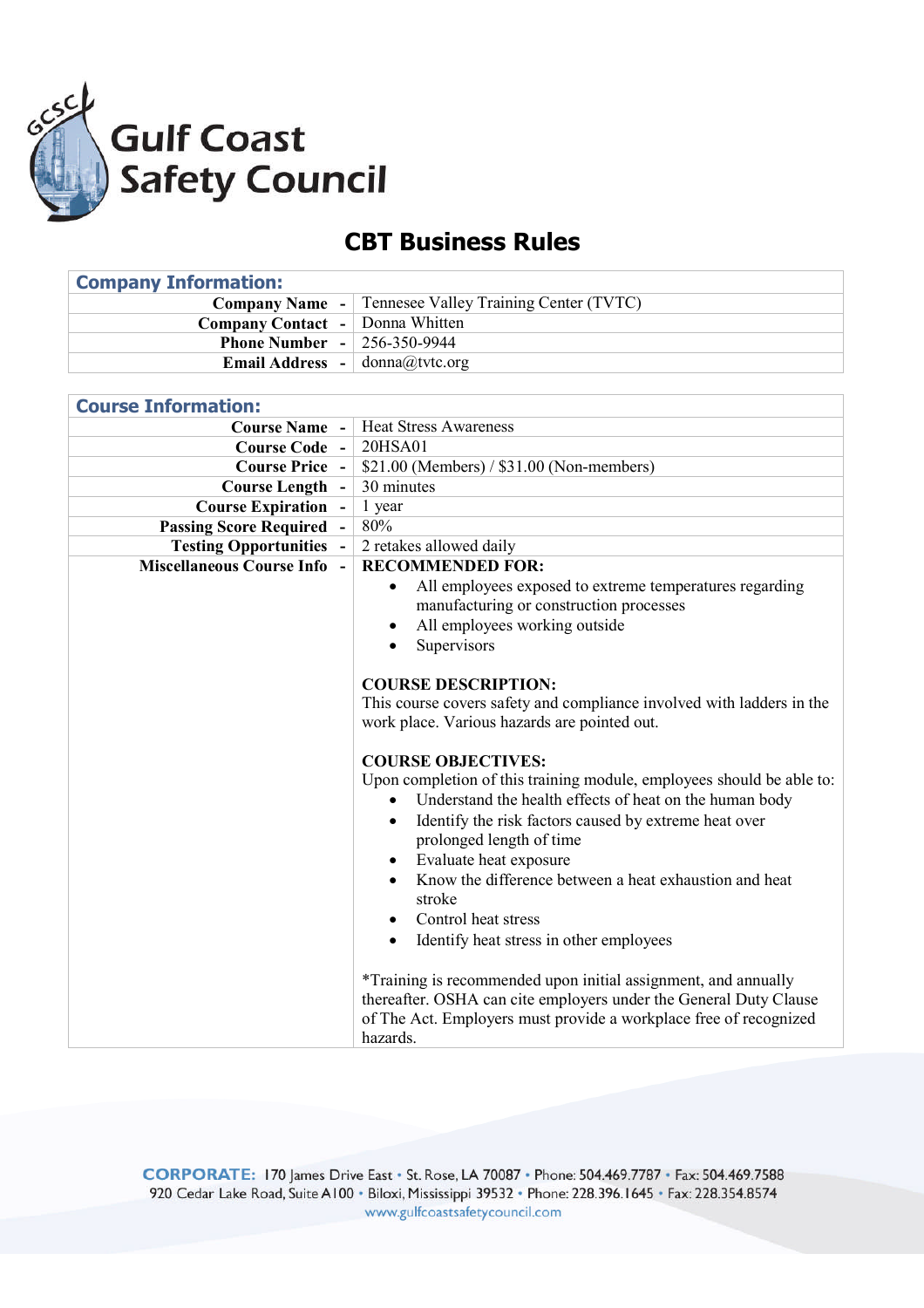# Gulf Coast Safety Council

## CBT Business Rules

| **Company Information:** | |
|---|---|
| **Company Name** - | Tennesee Valley Training Center (TVTC) |
| **Company Contact** - | Donna Whitten |
| **Phone Number** - | 256-350-9944 |
| **Email Address** - | donna@tvtc.org |

| **Course Information:** | |
|---|---|
| **Course Name** - | Heat Stress Awareness |
| **Course Code** - | 20HSA01 |
| **Course Price** - | $21.00 (Members) / $31.00 (Non-members) |
| **Course Length** - | 30 minutes |
| **Course Expiration** - | 1 year |
| **Passing Score Required** - | 80% |
| **Testing Opportunities** - | 2 retakes allowed daily |
| **Miscellaneous Course Info** - | **RECOMMENDED FOR:**<br>• All employees exposed to extreme temperatures regarding manufacturing or construction processes<br>• All employees working outside<br>• Supervisors<br><br>**COURSE DESCRIPTION:**<br>This course covers safety and compliance involved with ladders in the work place. Various hazards are pointed out.<br><br>**COURSE OBJECTIVES:**<br>Upon completion of this training module, employees should be able to:<br>• Understand the health effects of heat on the human body<br>• Identify the risk factors caused by extreme heat over prolonged length of time<br>• Evaluate heat exposure<br>• Know the difference between a heat exhaustion and heat stroke<br>• Control heat stress<br>• Identify heat stress in other employees<br><br>*Training is recommended upon initial assignment, and annually thereafter. OSHA can cite employers under the General Duty Clause of The Act. Employers must provide a workplace free of recognized hazards. |

**CORPORATE:** 170 James Drive East • St. Rose, LA 70087 • Phone: 504.469.7787 • Fax: 504.469.7588
920 Cedar Lake Road, Suite A100 • Biloxi, Mississippi 39532 • Phone: 228.396.1645 • Fax: 228.354.8574
www.gulfcoastsafetycouncil.com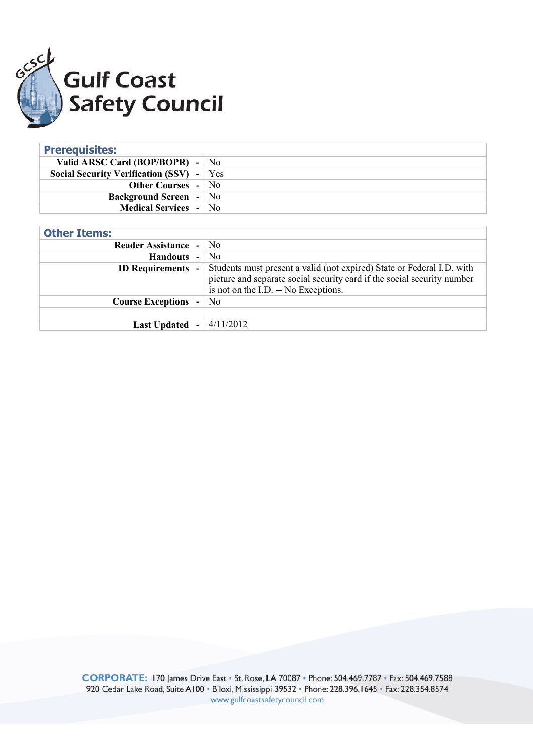# Gulf Coast Safety Council

| Prerequisites: | |
|---|---|
| **Valid ARSC Card (BOP/BOPR) -** | No |
| **Social Security Verification (SSV) -** | Yes |
| **Other Courses -** | No |
| **Background Screen -** | No |
| **Medical Services -** | No |

| Other Items: | |
|---|---|
| **Reader Assistance -** | No |
| **Handouts -** | No |
| **ID Requirements -** | Students must present a valid (not expired) State or Federal I.D. with picture and separate social security card if the social security number is not on the I.D. -- No Exceptions. |
| **Course Exceptions -** | No |
| | |
| **Last Updated -** | 4/11/2012 |

**CORPORATE:** 170 James Drive East • St. Rose, LA 70087 • Phone: 504.469.7787 • Fax: 504.469.7588
920 Cedar Lake Road, Suite A100 • Biloxi, Mississippi 39532 • Phone: 228.396.1645 • Fax: 228.354.8574
www.gulfcoastsafetycouncil.com